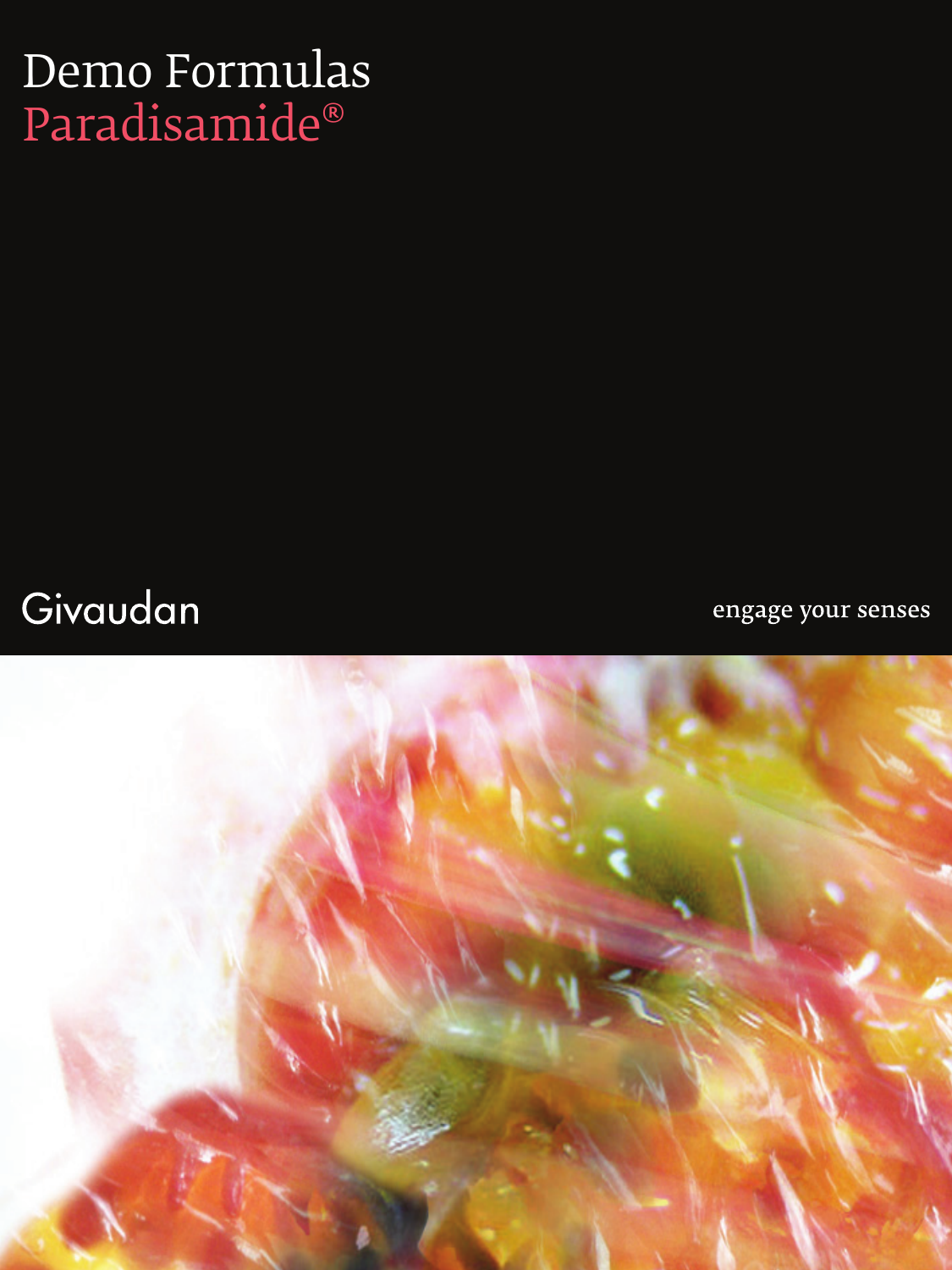# Demo Formulas
## Paradisamide®

Givaudan

engage your senses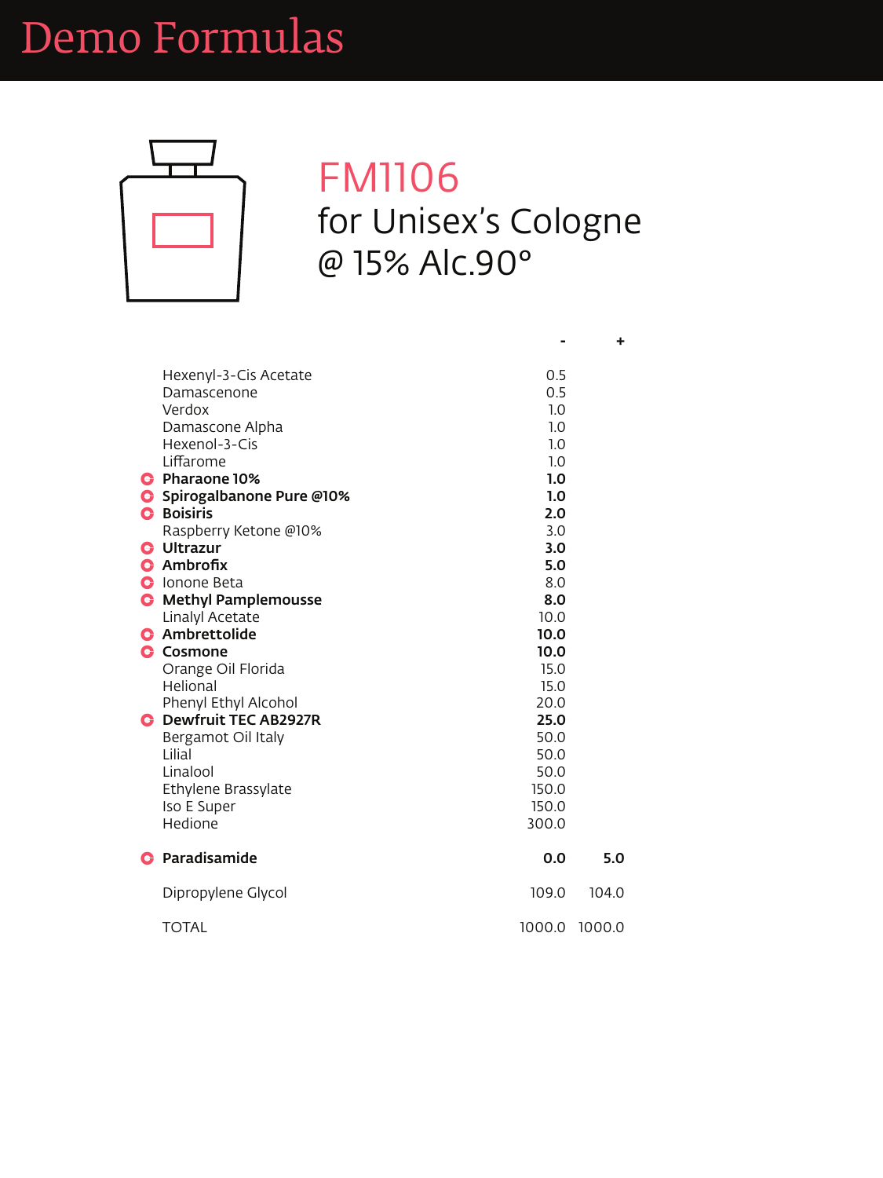# Demo Formulas

## FM1106

for Unisex's Cologne
@ 15% Alc.90°

| | - | + |
|---|---|---|
| Hexenyl-3-Cis Acetate | 0.5 | |
| Damascenone | 0.5 | |
| Verdox | 1.0 | |
| Damascone Alpha | 1.0 | |
| Hexenol-3-Cis | 1.0 | |
| Liffarome | 1.0 | |
| **Pharaone 10%** | **1.0** | |
| **Spirogalbanone Pure @10%** | **1.0** | |
| **Boisiris** | **2.0** | |
| Raspberry Ketone @10% | 3.0 | |
| **Ultrazur** | **3.0** | |
| **Ambrofix** | **5.0** | |
| Ionone Beta | 8.0 | |
| **Methyl Pamplemousse** | **8.0** | |
| Linalyl Acetate | 10.0 | |
| **Ambrettolide** | **10.0** | |
| **Cosmone** | **10.0** | |
| Orange Oil Florida | 15.0 | |
| Helional | 15.0 | |
| Phenyl Ethyl Alcohol | 20.0 | |
| **Dewfruit TEC AB2927R** | **25.0** | |
| Bergamot Oil Italy | 50.0 | |
| Lilial | 50.0 | |
| Linalool | 50.0 | |
| Ethylene Brassylate | 150.0 | |
| Iso E Super | 150.0 | |
| Hedione | 300.0 | |
| **Paradisamide** | **0.0** | **5.0** |
| Dipropylene Glycol | 109.0 | 104.0 |
| TOTAL | 1000.0 | 1000.0 |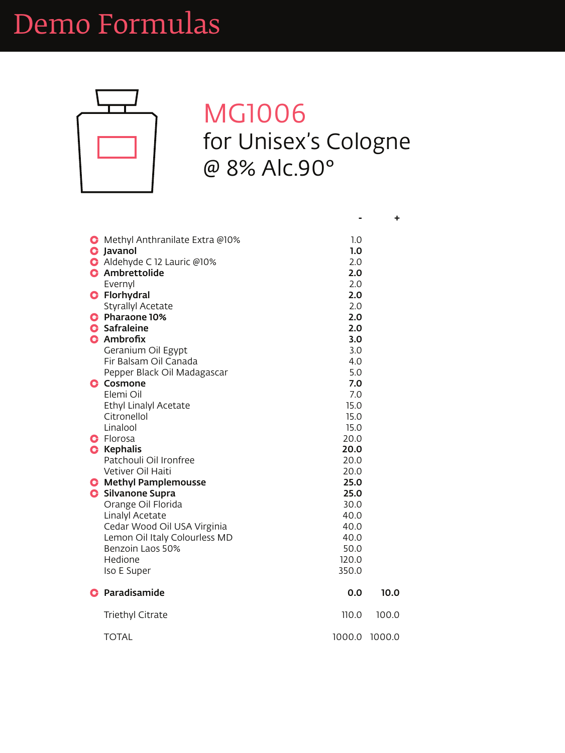# Demo Formulas

## MG1006

for Unisex's Cologne
@ 8% Alc.90°

| Ingredient | - | + |
|---|---|---|
| Methyl Anthranilate Extra @10% | 1.0 | |
| **Javanol** | **1.0** | |
| Aldehyde C 12 Lauric @10% | 2.0 | |
| **Ambrettolide** | **2.0** | |
| Evernyl | 2.0 | |
| **Florhydral** | **2.0** | |
| Styrallyl Acetate | 2.0 | |
| **Pharaone 10%** | **2.0** | |
| **Safraleine** | **2.0** | |
| **Ambrofix** | **3.0** | |
| Geranium Oil Egypt | 3.0 | |
| Fir Balsam Oil Canada | 4.0 | |
| Pepper Black Oil Madagascar | 5.0 | |
| **Cosmone** | **7.0** | |
| Elemi Oil | 7.0 | |
| Ethyl Linalyl Acetate | 15.0 | |
| Citronellol | 15.0 | |
| Linalool | 15.0 | |
| Florosa | 20.0 | |
| **Kephalis** | **20.0** | |
| Patchouli Oil Ironfree | 20.0 | |
| Vetiver Oil Haiti | 20.0 | |
| **Methyl Pamplemousse** | **25.0** | |
| **Silvanone Supra** | **25.0** | |
| Orange Oil Florida | 30.0 | |
| Linalyl Acetate | 40.0 | |
| Cedar Wood Oil USA Virginia | 40.0 | |
| Lemon Oil Italy Colourless MD | 40.0 | |
| Benzoin Laos 50% | 50.0 | |
| Hedione | 120.0 | |
| Iso E Super | 350.0 | |
| **Paradisamide** | **0.0** | **10.0** |
| Triethyl Citrate | 110.0 | 100.0 |
| TOTAL | 1000.0 | 1000.0 |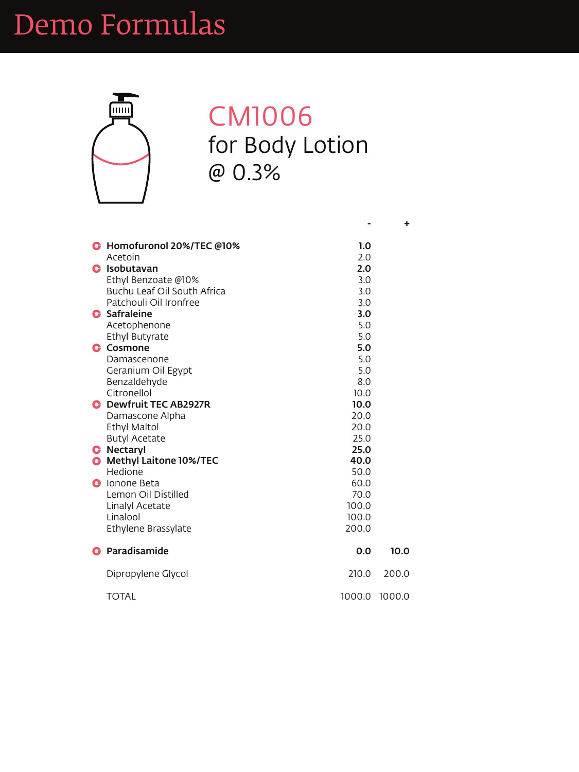# Demo Formulas

## CM1006

for Body Lotion

@ 0.3%

| | - | + |
|---|---|---|
| **Homofuronol 20%/TEC @10%** | **1.0** | |
| Acetoin | 2.0 | |
| **Isobutavan** | **2.0** | |
| Ethyl Benzoate @10% | 3.0 | |
| Buchu Leaf Oil South Africa | 3.0 | |
| Patchouli Oil Ironfree | 3.0 | |
| **Safraleine** | **3.0** | |
| Acetophenone | 5.0 | |
| Ethyl Butyrate | 5.0 | |
| **Cosmone** | **5.0** | |
| Damascenone | 5.0 | |
| Geranium Oil Egypt | 5.0 | |
| Benzaldehyde | 8.0 | |
| Citronellol | 10.0 | |
| **Dewfruit TEC AB2927R** | **10.0** | |
| Damascone Alpha | 20.0 | |
| Ethyl Maltol | 20.0 | |
| Butyl Acetate | 25.0 | |
| **Nectaryl** | **25.0** | |
| **Methyl Laitone 10%/TEC** | **40.0** | |
| Hedione | 50.0 | |
| Ionone Beta | 60.0 | |
| Lemon Oil Distilled | 70.0 | |
| Linalyl Acetate | 100.0 | |
| Linalool | 100.0 | |
| Ethylene Brassylate | 200.0 | |
| **Paradisamide** | **0.0** | **10.0** |
| Dipropylene Glycol | 210.0 | 200.0 |
| TOTAL | 1000.0 | 1000.0 |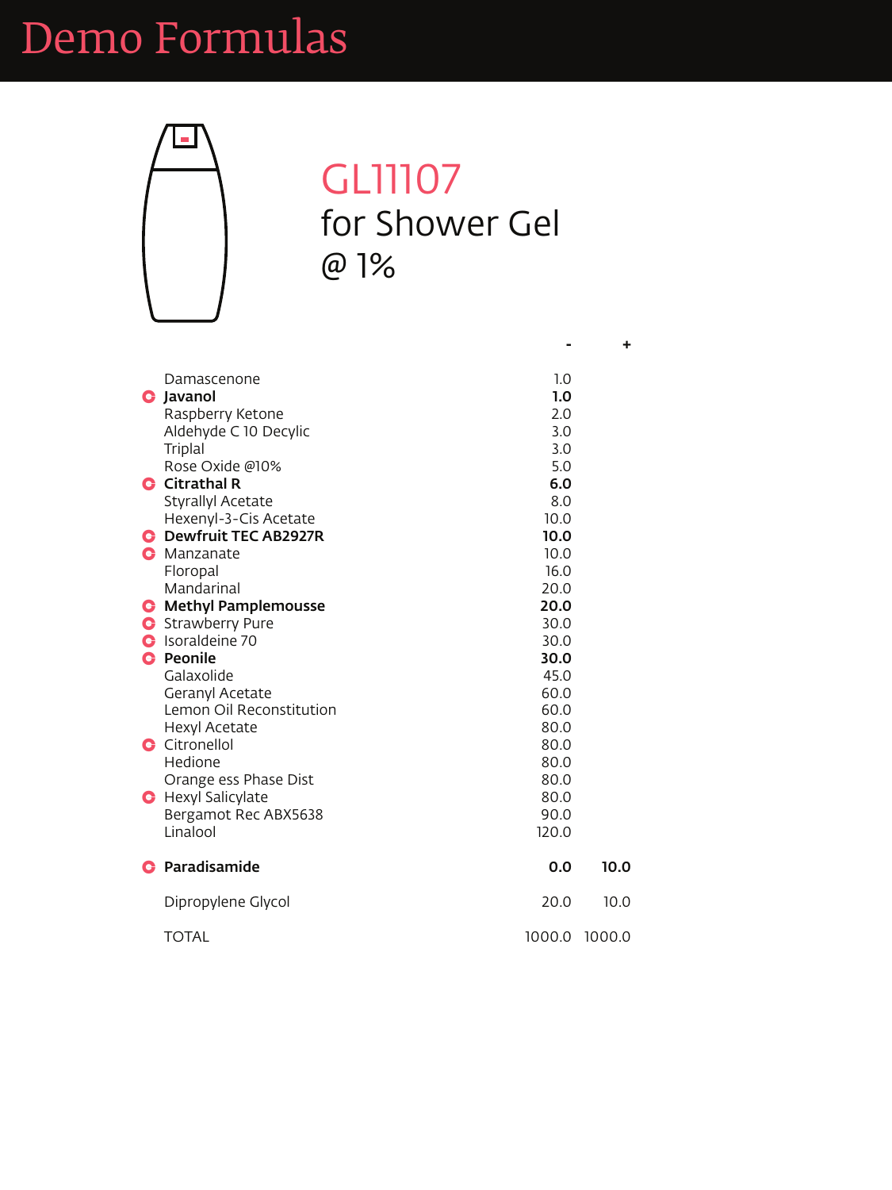# Demo Formulas

## GL11107
for Shower Gel
@ 1%

| | - | + |
|---|---|---|
| Damascenone | 1.0 | |
| **Javanol** | **1.0** | |
| Raspberry Ketone | 2.0 | |
| Aldehyde C 10 Decylic | 3.0 | |
| Triplal | 3.0 | |
| Rose Oxide @10% | 5.0 | |
| **Citrathal R** | **6.0** | |
| Styrallyl Acetate | 8.0 | |
| Hexenyl-3-Cis Acetate | 10.0 | |
| **Dewfruit TEC AB2927R** | **10.0** | |
| Manzanate | 10.0 | |
| Floropal | 16.0 | |
| Mandarinal | 20.0 | |
| **Methyl Pamplemousse** | **20.0** | |
| Strawberry Pure | 30.0 | |
| Isoraldeine 70 | 30.0 | |
| **Peonile** | **30.0** | |
| Galaxolide | 45.0 | |
| Geranyl Acetate | 60.0 | |
| Lemon Oil Reconstitution | 60.0 | |
| Hexyl Acetate | 80.0 | |
| Citronellol | 80.0 | |
| Hedione | 80.0 | |
| Orange ess Phase Dist | 80.0 | |
| Hexyl Salicylate | 80.0 | |
| Bergamot Rec ABX5638 | 90.0 | |
| Linalool | 120.0 | |
| **Paradisamide** | **0.0** | **10.0** |
| Dipropylene Glycol | 20.0 | 10.0 |
| TOTAL | 1000.0 | 1000.0 |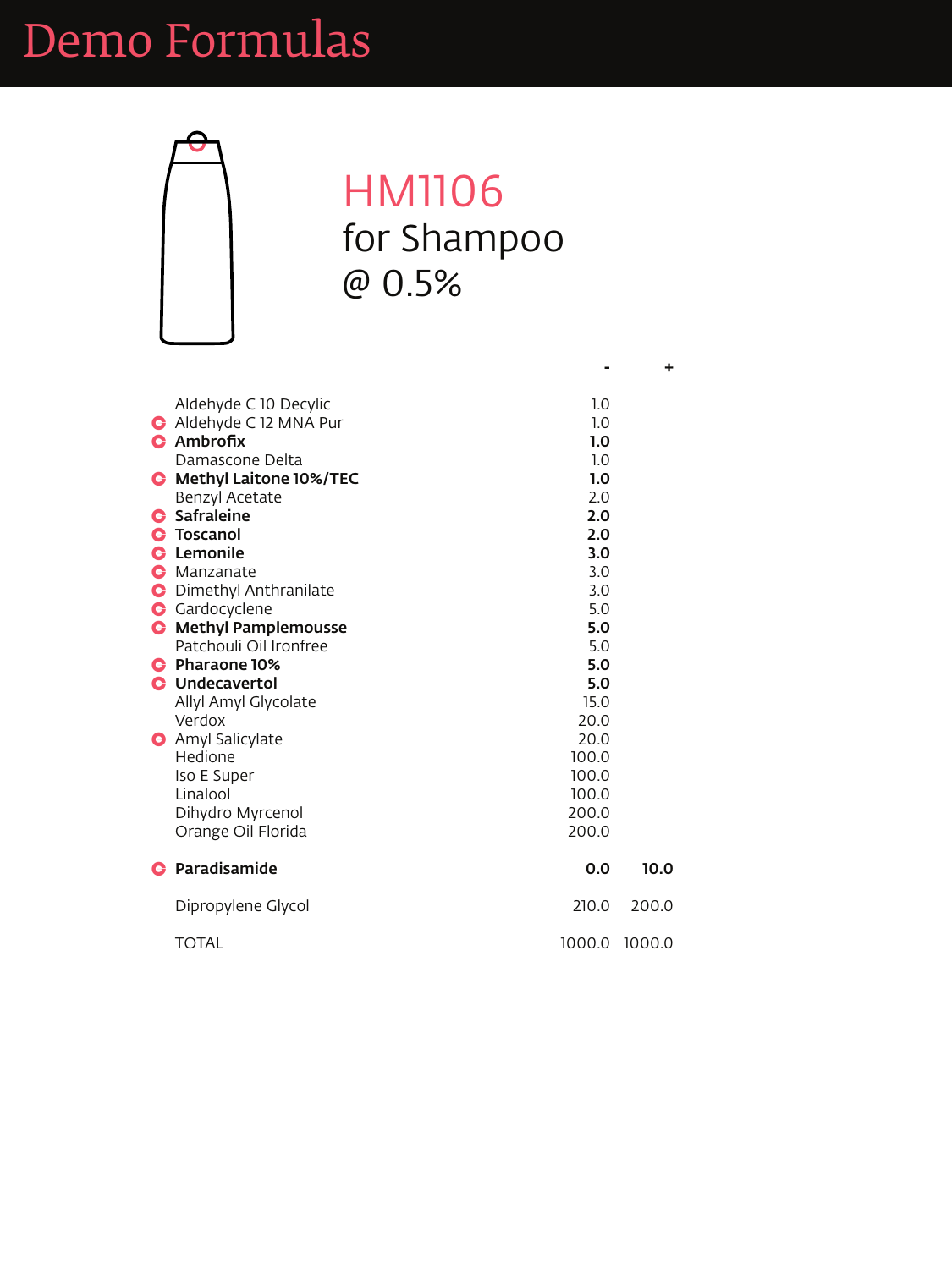# Demo Formulas

## HM1106
for Shampoo
@ 0.5%

| | - | + |
|---|---|---|
| Aldehyde C 10 Decylic | 1.0 | |
| Aldehyde C 12 MNA Pur | 1.0 | |
| **Ambrofix** | **1.0** | |
| Damascone Delta | 1.0 | |
| **Methyl Laitone 10%/TEC** | **1.0** | |
| Benzyl Acetate | 2.0 | |
| **Safraleine** | **2.0** | |
| **Toscanol** | **2.0** | |
| **Lemonile** | **3.0** | |
| Manzanate | 3.0 | |
| Dimethyl Anthranilate | 3.0 | |
| Gardocyclene | 5.0 | |
| **Methyl Pamplemousse** | **5.0** | |
| Patchouli Oil Ironfree | 5.0 | |
| **Pharaone 10%** | **5.0** | |
| **Undecavertol** | **5.0** | |
| Allyl Amyl Glycolate | 15.0 | |
| Verdox | 20.0 | |
| Amyl Salicylate | 20.0 | |
| Hedione | 100.0 | |
| Iso E Super | 100.0 | |
| Linalool | 100.0 | |
| Dihydro Myrcenol | 200.0 | |
| Orange Oil Florida | 200.0 | |
| **Paradisamide** | **0.0** | **10.0** |
| Dipropylene Glycol | 210.0 | 200.0 |
| TOTAL | 1000.0 | 1000.0 |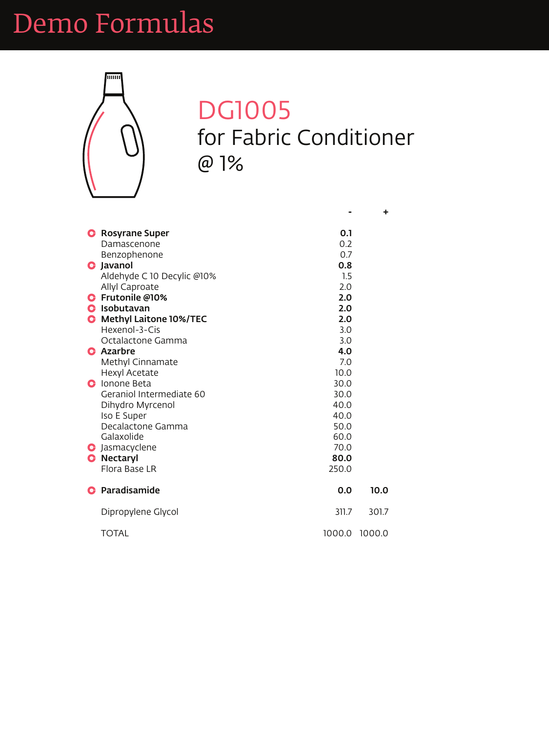# Demo Formulas

## DG1005

### for Fabric Conditioner @ 1%

| Ingredient | - | + |
|---|---|---|
| **Rosyrane Super** | **0.1** | |
| Damascenone | 0.2 | |
| Benzophenone | 0.7 | |
| **Javanol** | **0.8** | |
| Aldehyde C 10 Decylic @10% | 1.5 | |
| Allyl Caproate | 2.0 | |
| **Frutonile @10%** | **2.0** | |
| **Isobutavan** | **2.0** | |
| **Methyl Laitone 10%/TEC** | **2.0** | |
| Hexenol-3-Cis | 3.0 | |
| Octalactone Gamma | 3.0 | |
| **Azarbre** | **4.0** | |
| Methyl Cinnamate | 7.0 | |
| Hexyl Acetate | 10.0 | |
| Ionone Beta | 30.0 | |
| Geraniol Intermediate 60 | 30.0 | |
| Dihydro Myrcenol | 40.0 | |
| Iso E Super | 40.0 | |
| Decalactone Gamma | 50.0 | |
| Galaxolide | 60.0 | |
| Jasmacyclene | 70.0 | |
| **Nectaryl** | **80.0** | |
| Flora Base LR | 250.0 | |
| **Paradisamide** | **0.0** | **10.0** |
| Dipropylene Glycol | 311.7 | 301.7 |
| TOTAL | 1000.0 | 1000.0 |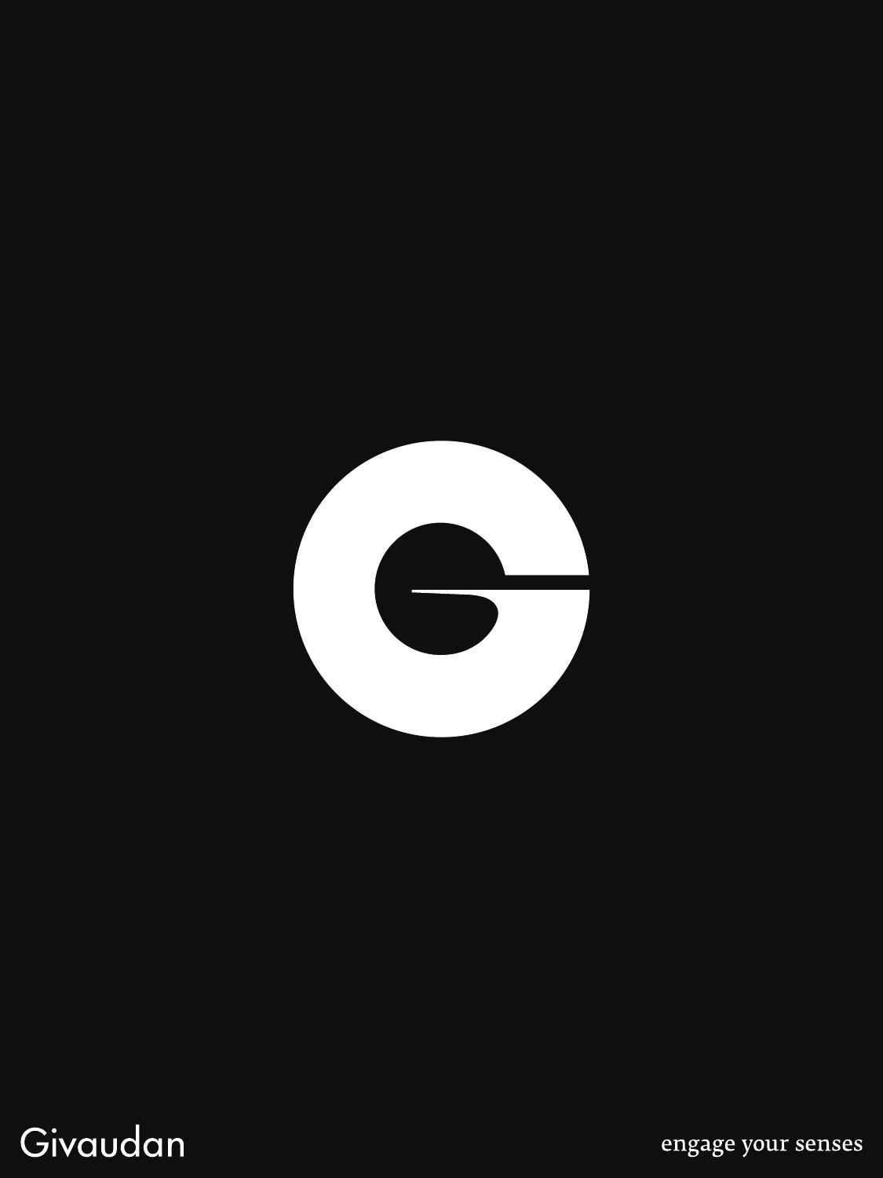Givaudan

engage your senses